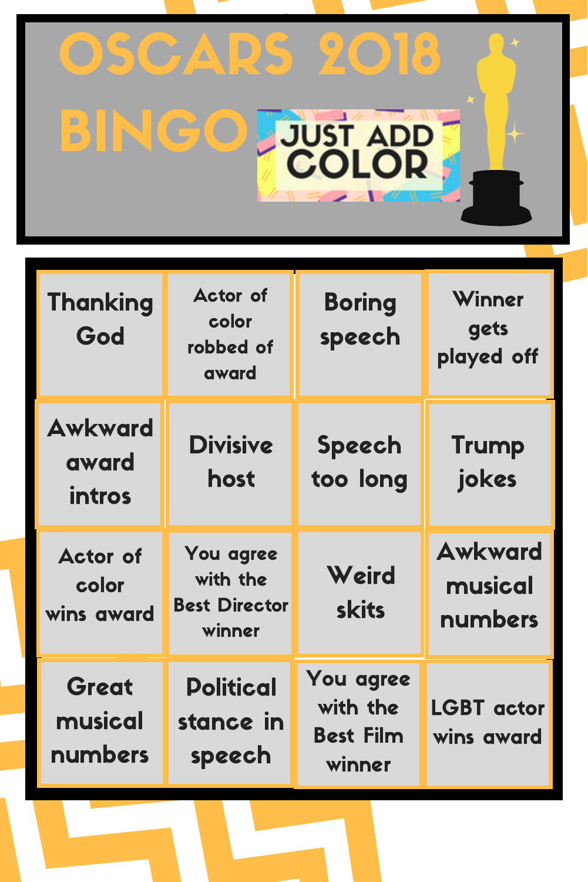# OSCARS 2018 BINGO

JUST ADD COLOR

| Thanking God | Actor of color robbed of award | Boring speech | Winner gets played off |
|---|---|---|---|
| Awkward award intros | Divisive host | Speech too long | Trump jokes |
| Actor of color wins award | You agree with the Best Director winner | Weird skits | Awkward musical numbers |
| Great musical numbers | Political stance in speech | You agree with the Best Film winner | LGBT actor wins award |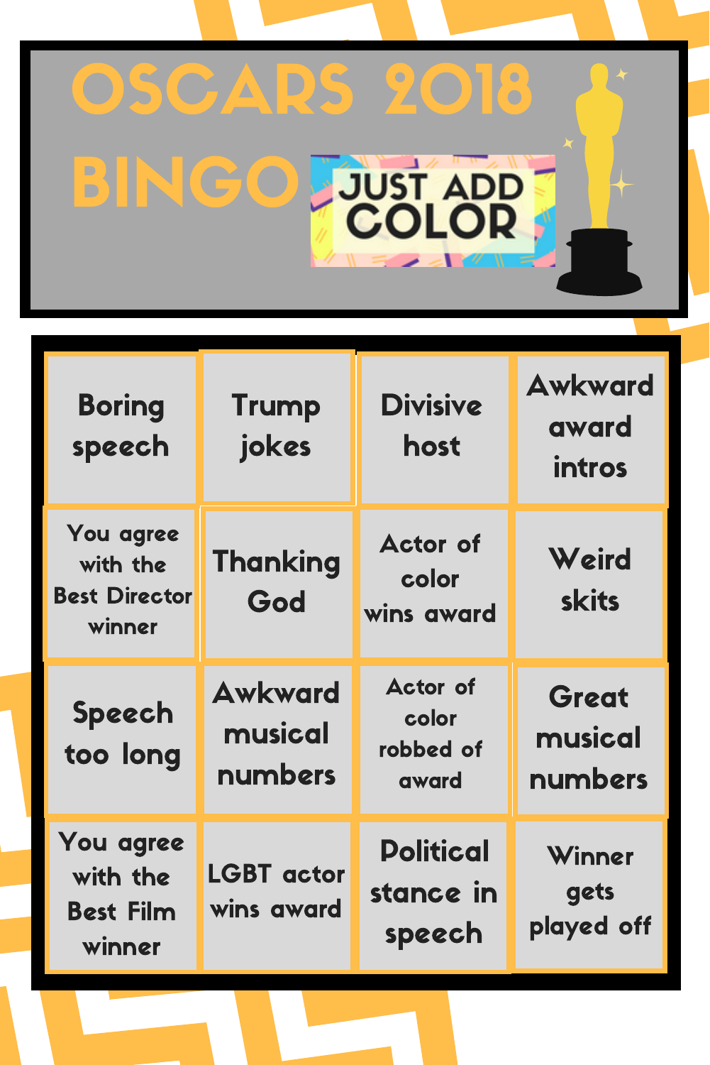# OSCARS 2018 BINGO

JUST ADD COLOR

| | | | |
|---|---|---|---|
| Boring speech | Trump jokes | Divisive host | Awkward award intros |
| You agree with the Best Director winner | Thanking God | Actor of color wins award | Weird skits |
| Speech too long | Awkward musical numbers | Actor of color robbed of award | Great musical numbers |
| You agree with the Best Film winner | LGBT actor wins award | Political stance in speech | Winner gets played off |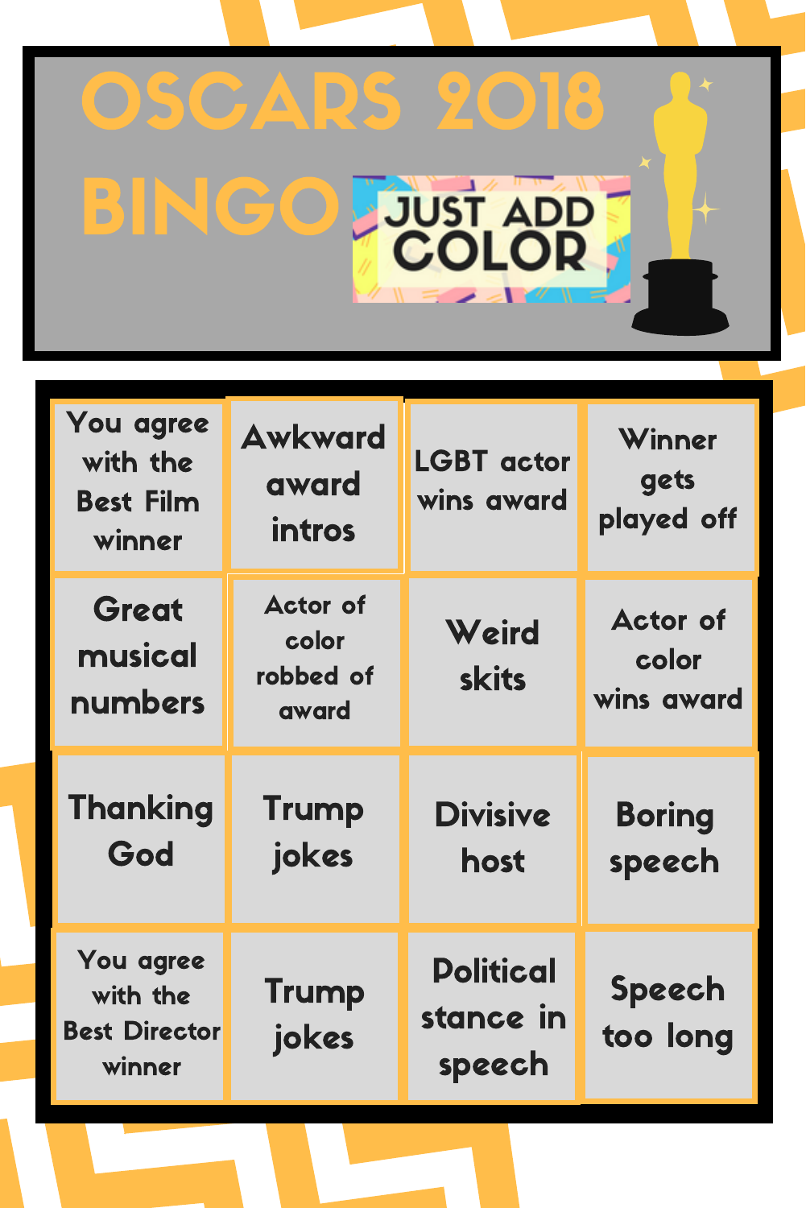# OSCARS 2018 BINGO

JUST ADD COLOR

| | | | |
|---|---|---|---|
| You agree with the Best Film winner | Awkward award intros | LGBT actor wins award | Winner gets played off |
| Great musical numbers | Actor of color robbed of award | Weird skits | Actor of color wins award |
| Thanking God | Trump jokes | Divisive host | Boring speech |
| You agree with the Best Director winner | Trump jokes | Political stance in speech | Speech too long |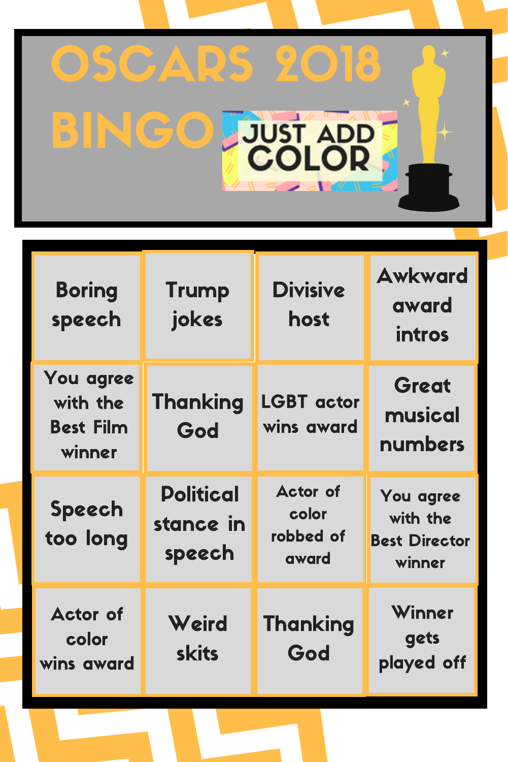# OSCARS 2018 BINGO

JUST ADD COLOR

| | | | |
|---|---|---|---|
| Boring speech | Trump jokes | Divisive host | Awkward award intros |
| You agree with the Best Film winner | Thanking God | LGBT actor wins award | Great musical numbers |
| Speech too long | Political stance in speech | Actor of color robbed of award | You agree with the Best Director winner |
| Actor of color wins award | Weird skits | Thanking God | Winner gets played off |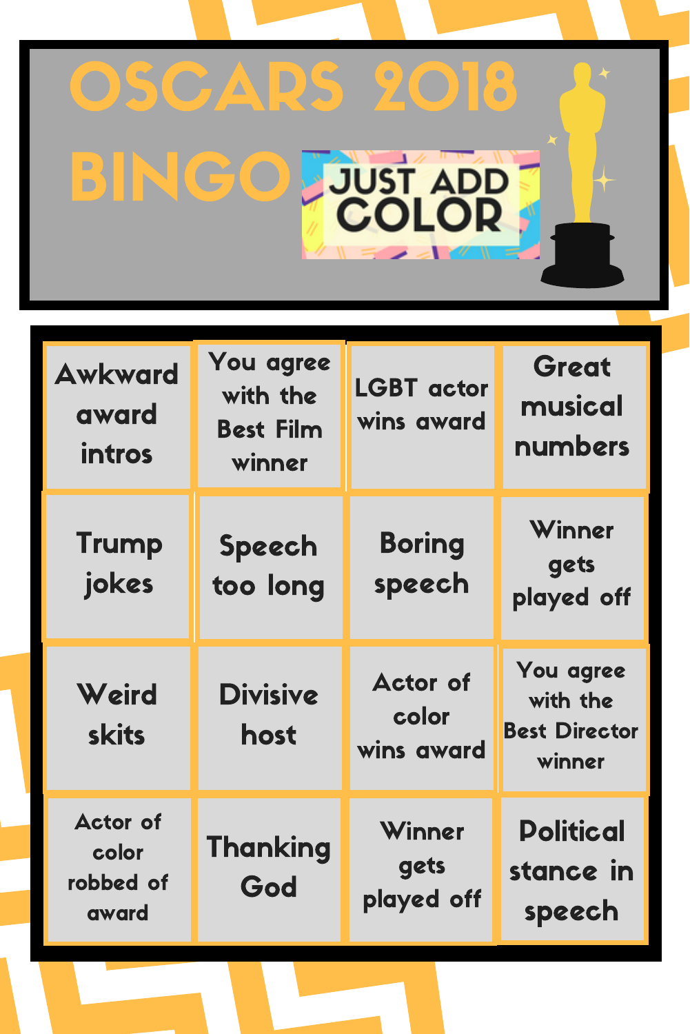# OSCARS 2018 BINGO

JUST ADD COLOR

| | | | |
|---|---|---|---|
| Awkward award intros | You agree with the Best Film winner | LGBT actor wins award | Great musical numbers |
| Trump jokes | Speech too long | Boring speech | Winner gets played off |
| Weird skits | Divisive host | Actor of color wins award | You agree with the Best Director winner |
| Actor of color robbed of award | Thanking God | Winner gets played off | Political stance in speech |